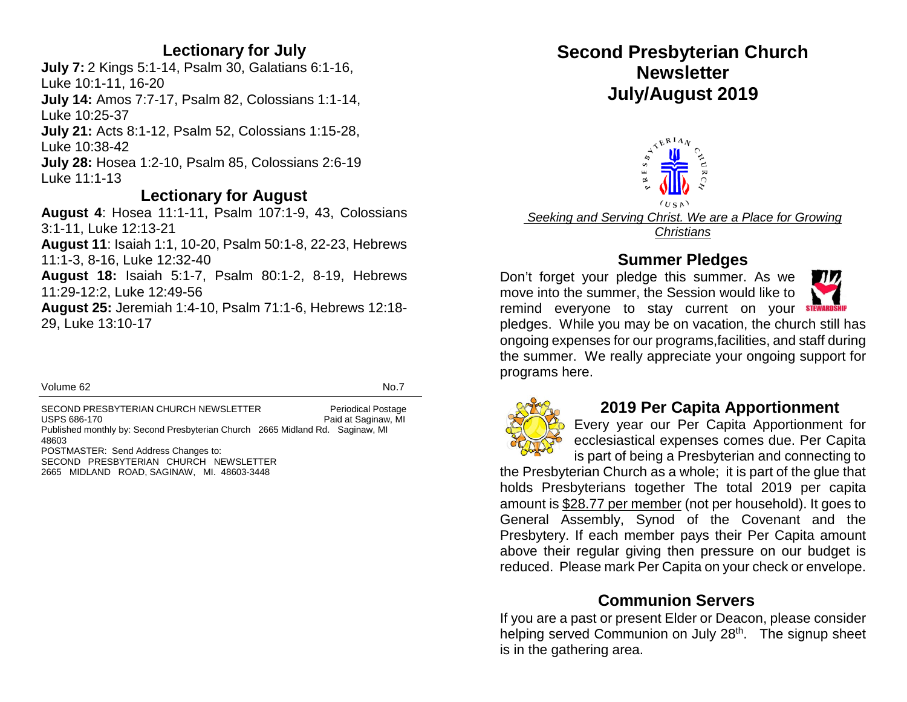## Lectionary for July

**July 7:** 2 Kings 5:1-14, Psalm 30, Galatians 6:1-16, Luke 10:1-11, 16-20

**July 14:** Amos 7:7-17, Psalm 82, Colossians 1:1-14, Luke 10:25-37

**July 21:** Acts 8:1-12, Psalm 52, Colossians 1:15-28, Luke 10:38-42

**July 28:** Hosea 1:2-10, Psalm 85, Colossians 2:6-19 Luke 11:1-13

## Lectionary for August

**August 4**: Hosea 11:1-11, Psalm 107:1-9, 43, Colossians 3:1-11, Luke 12:13-21

**August 11**: Isaiah 1:1, 10-20, Psalm 50:1-8, 22-23, Hebrews 11:1-3, 8-16, Luke 12:32-40

**August 18:** Isaiah 5:1-7, Psalm 80:1-2, 8-19, Hebrews 11:29-12:2, Luke 12:49-56

**August 25:** Jeremiah 1:4-10, Psalm 71:1-6, Hebrews 12:18-29, Luke 13:10-17

Volume 62 No.7

SECOND PRESBYTERIAN CHURCH NEWSLETTER Periodical Postage
USPS 686-170 Paid at Saginaw, MI
Published monthly by: Second Presbyterian Church 2665 Midland Rd. Saginaw, MI 48603
POSTMASTER: Send Address Changes to:
SECOND PRESBYTERIAN CHURCH NEWSLETTER
2665 MIDLAND ROAD, SAGINAW, MI. 48603-3448

# Second Presbyterian Church Newsletter July/August 2019

*Seeking and Serving Christ. We are a Place for Growing Christians*

## Summer Pledges

Don't forget your pledge this summer. As we move into the summer, the Session would like to remind everyone to stay current on your pledges. While you may be on vacation, the church still has ongoing expenses for our programs,facilities, and staff during the summer. We really appreciate your ongoing support for programs here.

## 2019 Per Capita Apportionment

Every year our Per Capita Apportionment for ecclesiastical expenses comes due. Per Capita is part of being a Presbyterian and connecting to the Presbyterian Church as a whole; it is part of the glue that holds Presbyterians together The total 2019 per capita amount is $28.77 per member (not per household). It goes to General Assembly, Synod of the Covenant and the Presbytery. If each member pays their Per Capita amount above their regular giving then pressure on our budget is reduced. Please mark Per Capita on your check or envelope.

## Communion Servers

If you are a past or present Elder or Deacon, please consider helping served Communion on July 28th. The signup sheet is in the gathering area.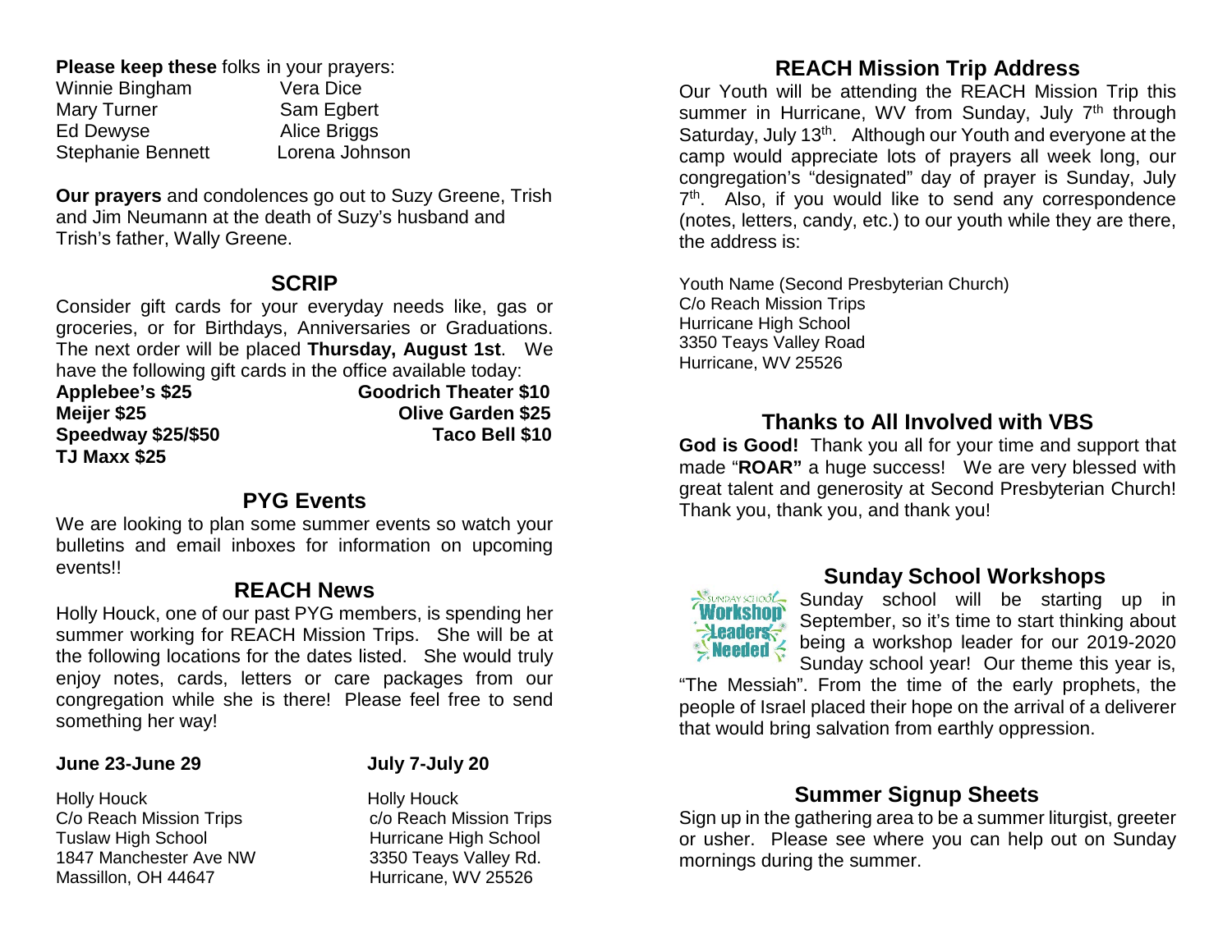**Please keep these** folks in your prayers:

Winnie Bingham
Mary Turner
Ed Dewyse
Stephanie Bennett
Vera Dice
Sam Egbert
Alice Briggs
Lorena Johnson

**Our prayers** and condolences go out to Suzy Greene, Trish and Jim Neumann at the death of Suzy's husband and Trish's father, Wally Greene.

## SCRIP

Consider gift cards for your everyday needs like, gas or groceries, or for Birthdays, Anniversaries or Graduations. The next order will be placed **Thursday, August 1st**. We have the following gift cards in the office available today:

**Applebee's $25**
**Meijer $25**
**Speedway $25/$50**
**TJ Maxx $25**
**Goodrich Theater $10**
**Olive Garden $25**
**Taco Bell $10**

## PYG Events

We are looking to plan some summer events so watch your bulletins and email inboxes for information on upcoming events!!

## REACH News

Holly Houck, one of our past PYG members, is spending her summer working for REACH Mission Trips. She will be at the following locations for the dates listed. She would truly enjoy notes, cards, letters or care packages from our congregation while she is there! Please feel free to send something her way!

**June 23-June 29**

Holly Houck
C/o Reach Mission Trips
Tuslaw High School
1847 Manchester Ave NW
Massillon, OH 44647

**July 7-July 20**

Holly Houck
c/o Reach Mission Trips
Hurricane High School
3350 Teays Valley Rd.
Hurricane, WV 25526

## REACH Mission Trip Address

Our Youth will be attending the REACH Mission Trip this summer in Hurricane, WV from Sunday, July 7th through Saturday, July 13th. Although our Youth and everyone at the camp would appreciate lots of prayers all week long, our congregation's "designated" day of prayer is Sunday, July 7th. Also, if you would like to send any correspondence (notes, letters, candy, etc.) to our youth while they are there, the address is:

Youth Name (Second Presbyterian Church)
C/o Reach Mission Trips
Hurricane High School
3350 Teays Valley Road
Hurricane, WV 25526

## Thanks to All Involved with VBS

**God is Good!** Thank you all for your time and support that made "**ROAR"** a huge success! We are very blessed with great talent and generosity at Second Presbyterian Church! Thank you, thank you, and thank you!

## Sunday School Workshops

Sunday school will be starting up in September, so it's time to start thinking about being a workshop leader for our 2019-2020 Sunday school year! Our theme this year is, "The Messiah". From the time of the early prophets, the people of Israel placed their hope on the arrival of a deliverer that would bring salvation from earthly oppression.

## Summer Signup Sheets

Sign up in the gathering area to be a summer liturgist, greeter or usher. Please see where you can help out on Sunday mornings during the summer.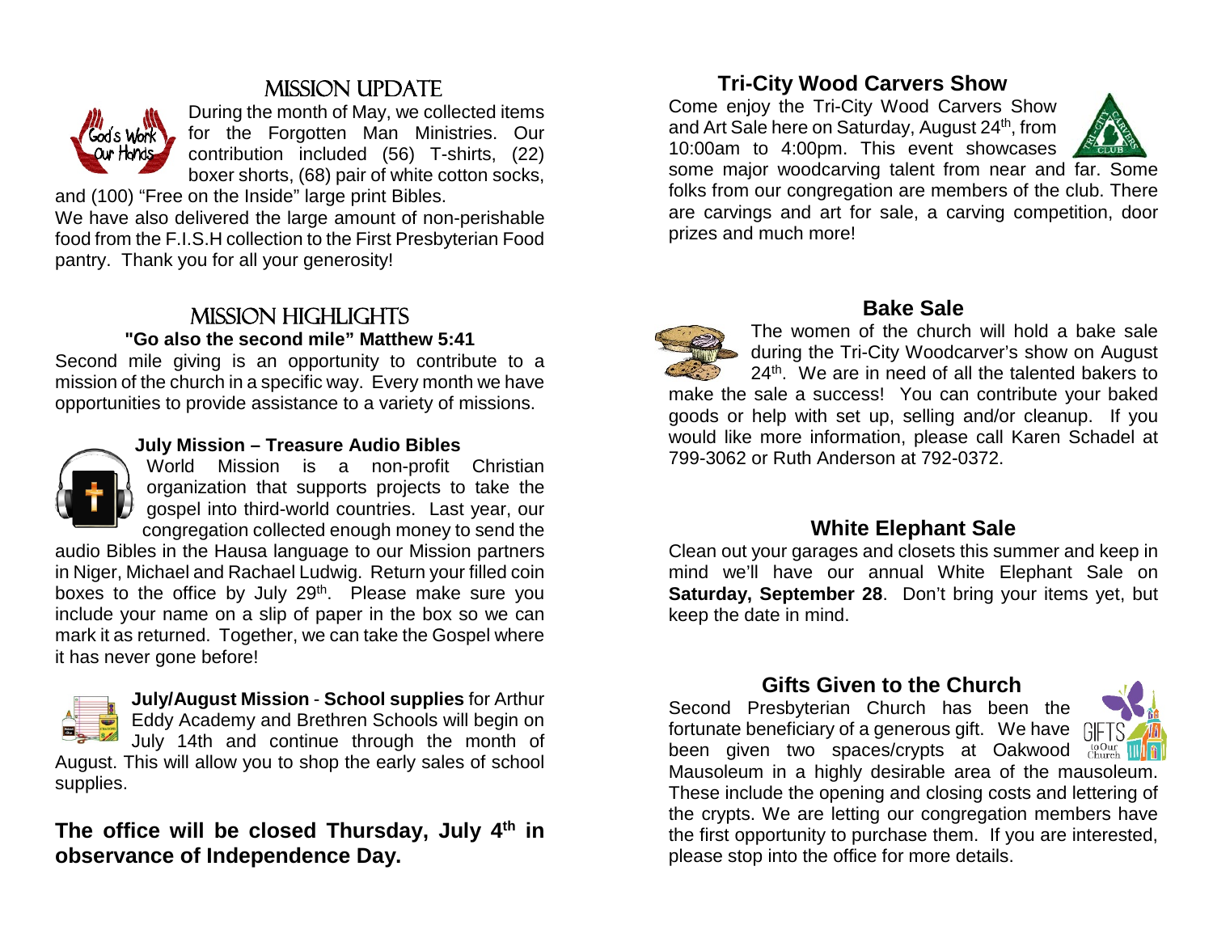## Mission Update

During the month of May, we collected items for the Forgotten Man Ministries. Our contribution included (56) T-shirts, (22) boxer shorts, (68) pair of white cotton socks, and (100) “Free on the Inside” large print Bibles.

We have also delivered the large amount of non-perishable food from the F.I.S.H collection to the First Presbyterian Food pantry. Thank you for all your generosity!

## Mission Highlights

**"Go also the second mile” Matthew 5:41**

Second mile giving is an opportunity to contribute to a mission of the church in a specific way. Every month we have opportunities to provide assistance to a variety of missions.

**July Mission – Treasure Audio Bibles**

World Mission is a non-profit Christian organization that supports projects to take the gospel into third-world countries. Last year, our congregation collected enough money to send the audio Bibles in the Hausa language to our Mission partners in Niger, Michael and Rachael Ludwig. Return your filled coin boxes to the office by July 29th. Please make sure you include your name on a slip of paper in the box so we can mark it as returned. Together, we can take the Gospel where it has never gone before!

**July/August Mission** - **School supplies** for Arthur Eddy Academy and Brethren Schools will begin on July 14th and continue through the month of August. This will allow you to shop the early sales of school supplies.

**The office will be closed Thursday, July 4th in observance of Independence Day.**

## Tri-City Wood Carvers Show

Come enjoy the Tri-City Wood Carvers Show and Art Sale here on Saturday, August 24th, from 10:00am to 4:00pm. This event showcases some major woodcarving talent from near and far. Some folks from our congregation are members of the club. There are carvings and art for sale, a carving competition, door prizes and much more!

## Bake Sale

The women of the church will hold a bake sale during the Tri-City Woodcarver’s show on August 24th. We are in need of all the talented bakers to make the sale a success! You can contribute your baked goods or help with set up, selling and/or cleanup. If you would like more information, please call Karen Schadel at 799-3062 or Ruth Anderson at 792-0372.

## White Elephant Sale

Clean out your garages and closets this summer and keep in mind we’ll have our annual White Elephant Sale on **Saturday, September 28**. Don’t bring your items yet, but keep the date in mind.

## Gifts Given to the Church

Second Presbyterian Church has been the fortunate beneficiary of a generous gift. We have been given two spaces/crypts at Oakwood Mausoleum in a highly desirable area of the mausoleum. These include the opening and closing costs and lettering of the crypts. We are letting our congregation members have the first opportunity to purchase them. If you are interested, please stop into the office for more details.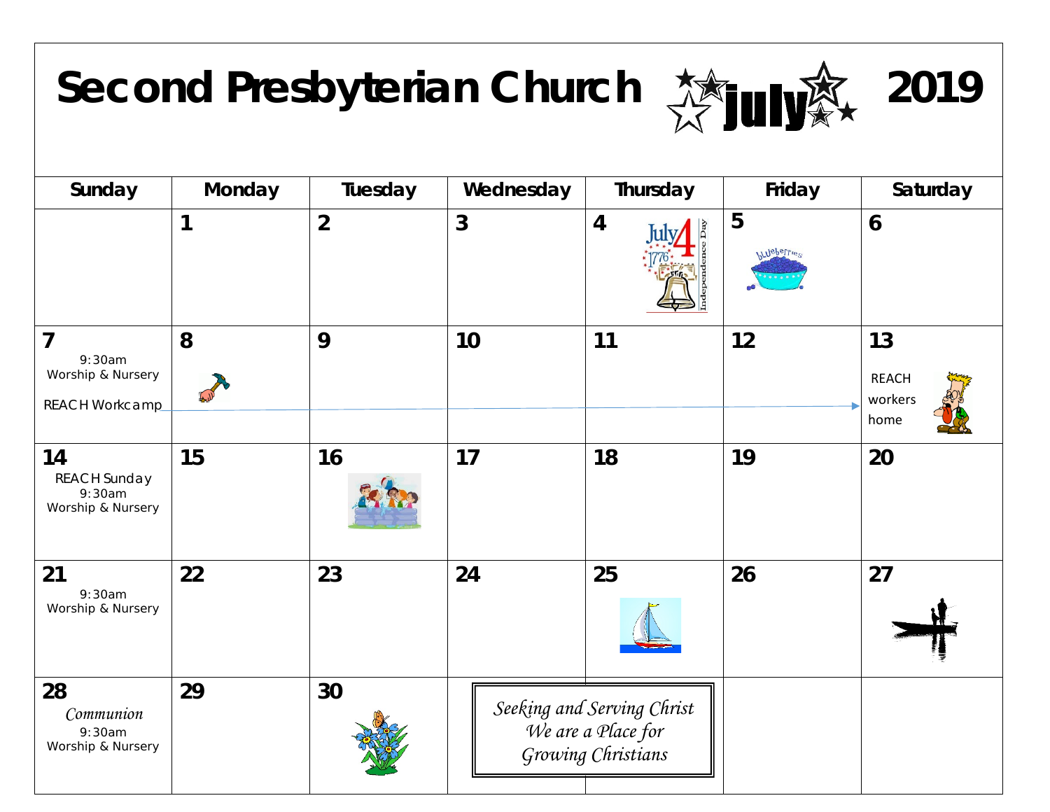# Second Presbyterian Church july 2019

| Sunday | Monday | Tuesday | Wednesday | Thursday | Friday | Saturday |
|---|---|---|---|---|---|---|
| | 1 | 2 | 3 | 4 | 5 | 6 |
| 7<br>9:30am<br>Worship & Nursery<br>REACH Workcamp | 8 | 9 | 10 | 11 | 12 | 13<br>REACH workers home |
| 14<br>REACH Sunday<br>9:30am<br>Worship & Nursery | 15 | 16 | 17 | 18 | 19 | 20 |
| 21<br>9:30am<br>Worship & Nursery | 22 | 23 | 24 | 25 | 26 | 27 |
| 28<br>*Communion*<br>9:30am<br>Worship & Nursery | 29 | 30 | *Seeking and Serving Christ<br>We are a Place for<br>Growing Christians* | | | |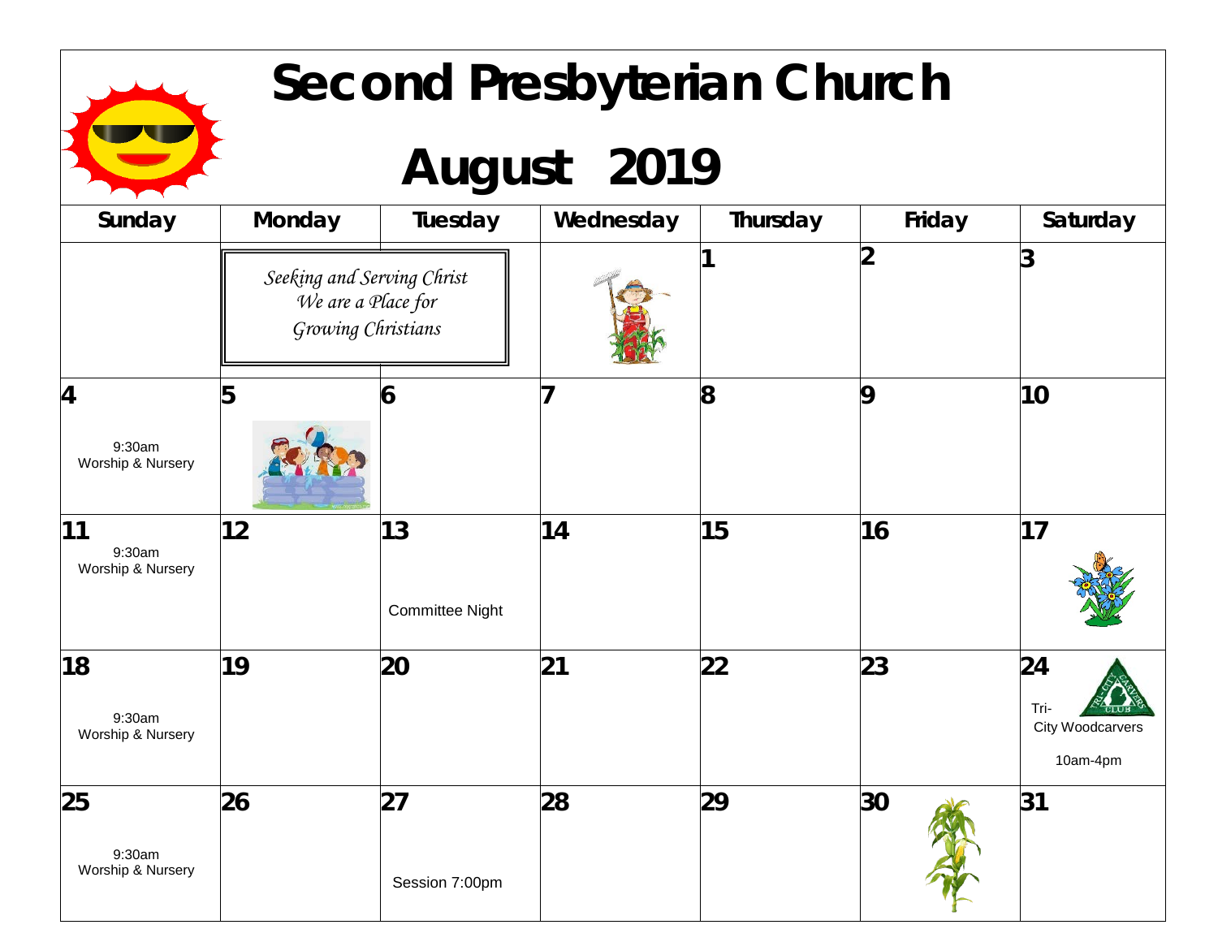# Second Presbyterian Church

## August 2019

| Sunday | Monday | Tuesday | Wednesday | Thursday | Friday | Saturday |
|---|---|---|---|---|---|---|
| | *Seeking and Serving Christ We are a Place for Growing Christians* | | | **1** | **2** | **3** |
| **4** 9:30am Worship & Nursery | **5** | **6** | **7** | **8** | **9** | **10** |
| **11** 9:30am Worship & Nursery | **12** | **13** Committee Night | **14** | **15** | **16** | **17** |
| **18** 9:30am Worship & Nursery | **19** | **20** | **21** | **22** | **23** | **24** Tri-City Woodcarvers 10am-4pm |
| **25** 9:30am Worship & Nursery | **26** | **27** Session 7:00pm | **28** | **29** | **30** | **31** |